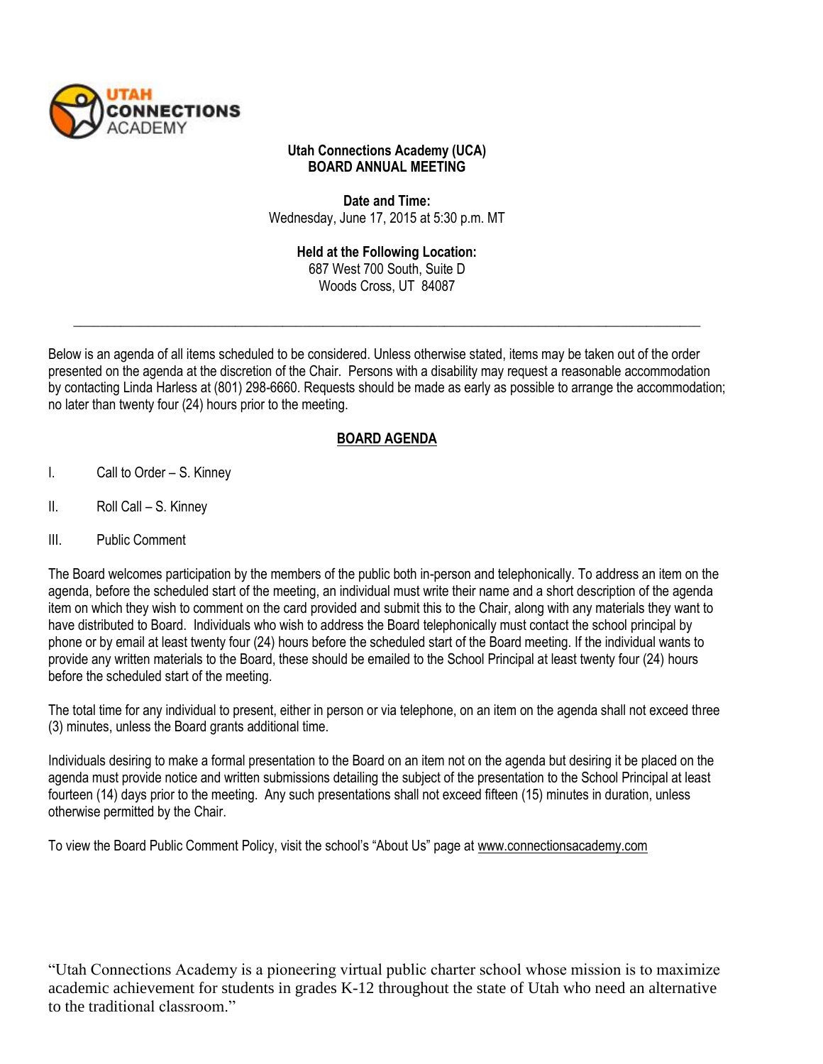**UTAH CONNECTIONS ACADEMY**

# Utah Connections Academy (UCA)
## BOARD ANNUAL MEETING

**Date and Time:**
Wednesday, June 17, 2015 at 5:30 p.m. MT

**Held at the Following Location:**
687 West 700 South, Suite D
Woods Cross, UT 84087

---

Below is an agenda of all items scheduled to be considered. Unless otherwise stated, items may be taken out of the order presented on the agenda at the discretion of the Chair. Persons with a disability may request a reasonable accommodation by contacting Linda Harless at (801) 298-6660. Requests should be made as early as possible to arrange the accommodation; no later than twenty four (24) hours prior to the meeting.

## BOARD AGENDA

I. Call to Order – S. Kinney

II. Roll Call – S. Kinney

III. Public Comment

The Board welcomes participation by the members of the public both in-person and telephonically. To address an item on the agenda, before the scheduled start of the meeting, an individual must write their name and a short description of the agenda item on which they wish to comment on the card provided and submit this to the Chair, along with any materials they want to have distributed to Board. Individuals who wish to address the Board telephonically must contact the school principal by phone or by email at least twenty four (24) hours before the scheduled start of the Board meeting. If the individual wants to provide any written materials to the Board, these should be emailed to the School Principal at least twenty four (24) hours before the scheduled start of the meeting.

The total time for any individual to present, either in person or via telephone, on an item on the agenda shall not exceed three (3) minutes, unless the Board grants additional time.

Individuals desiring to make a formal presentation to the Board on an item not on the agenda but desiring it be placed on the agenda must provide notice and written submissions detailing the subject of the presentation to the School Principal at least fourteen (14) days prior to the meeting. Any such presentations shall not exceed fifteen (15) minutes in duration, unless otherwise permitted by the Chair.

To view the Board Public Comment Policy, visit the school's "About Us" page at www.connectionsacademy.com

"Utah Connections Academy is a pioneering virtual public charter school whose mission is to maximize academic achievement for students in grades K-12 throughout the state of Utah who need an alternative to the traditional classroom."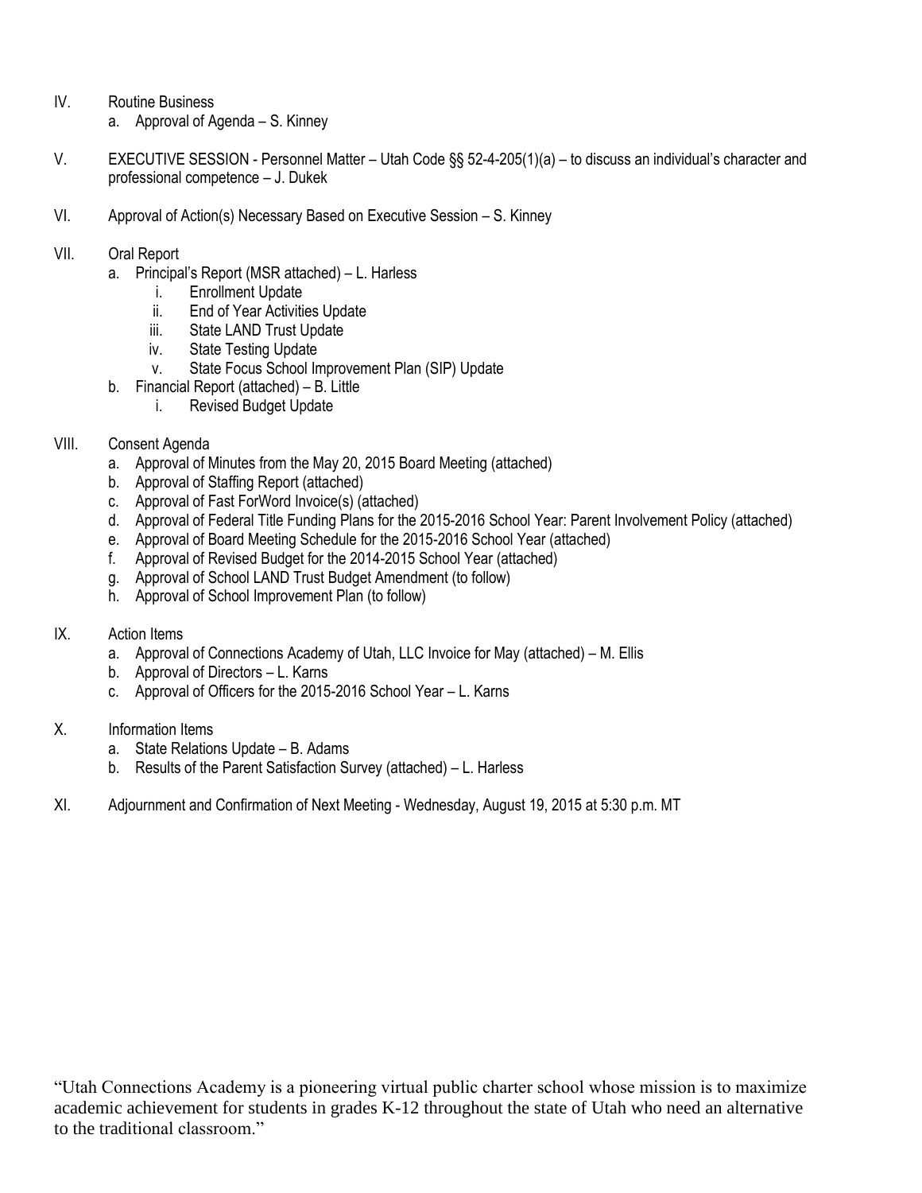IV. Routine Business
  a. Approval of Agenda – S. Kinney

V. EXECUTIVE SESSION - Personnel Matter – Utah Code §§ 52-4-205(1)(a) – to discuss an individual's character and professional competence – J. Dukek

VI. Approval of Action(s) Necessary Based on Executive Session – S. Kinney

VII. Oral Report
  a. Principal's Report (MSR attached) – L. Harless
    i. Enrollment Update
    ii. End of Year Activities Update
    iii. State LAND Trust Update
    iv. State Testing Update
    v. State Focus School Improvement Plan (SIP) Update
  b. Financial Report (attached) – B. Little
    i. Revised Budget Update

VIII. Consent Agenda
  a. Approval of Minutes from the May 20, 2015 Board Meeting (attached)
  b. Approval of Staffing Report (attached)
  c. Approval of Fast ForWord Invoice(s) (attached)
  d. Approval of Federal Title Funding Plans for the 2015-2016 School Year: Parent Involvement Policy (attached)
  e. Approval of Board Meeting Schedule for the 2015-2016 School Year (attached)
  f. Approval of Revised Budget for the 2014-2015 School Year (attached)
  g. Approval of School LAND Trust Budget Amendment (to follow)
  h. Approval of School Improvement Plan (to follow)

IX. Action Items
  a. Approval of Connections Academy of Utah, LLC Invoice for May (attached) – M. Ellis
  b. Approval of Directors – L. Karns
  c. Approval of Officers for the 2015-2016 School Year – L. Karns

X. Information Items
  a. State Relations Update – B. Adams
  b. Results of the Parent Satisfaction Survey (attached) – L. Harless

XI. Adjournment and Confirmation of Next Meeting - Wednesday, August 19, 2015 at 5:30 p.m. MT

"Utah Connections Academy is a pioneering virtual public charter school whose mission is to maximize academic achievement for students in grades K-12 throughout the state of Utah who need an alternative to the traditional classroom."